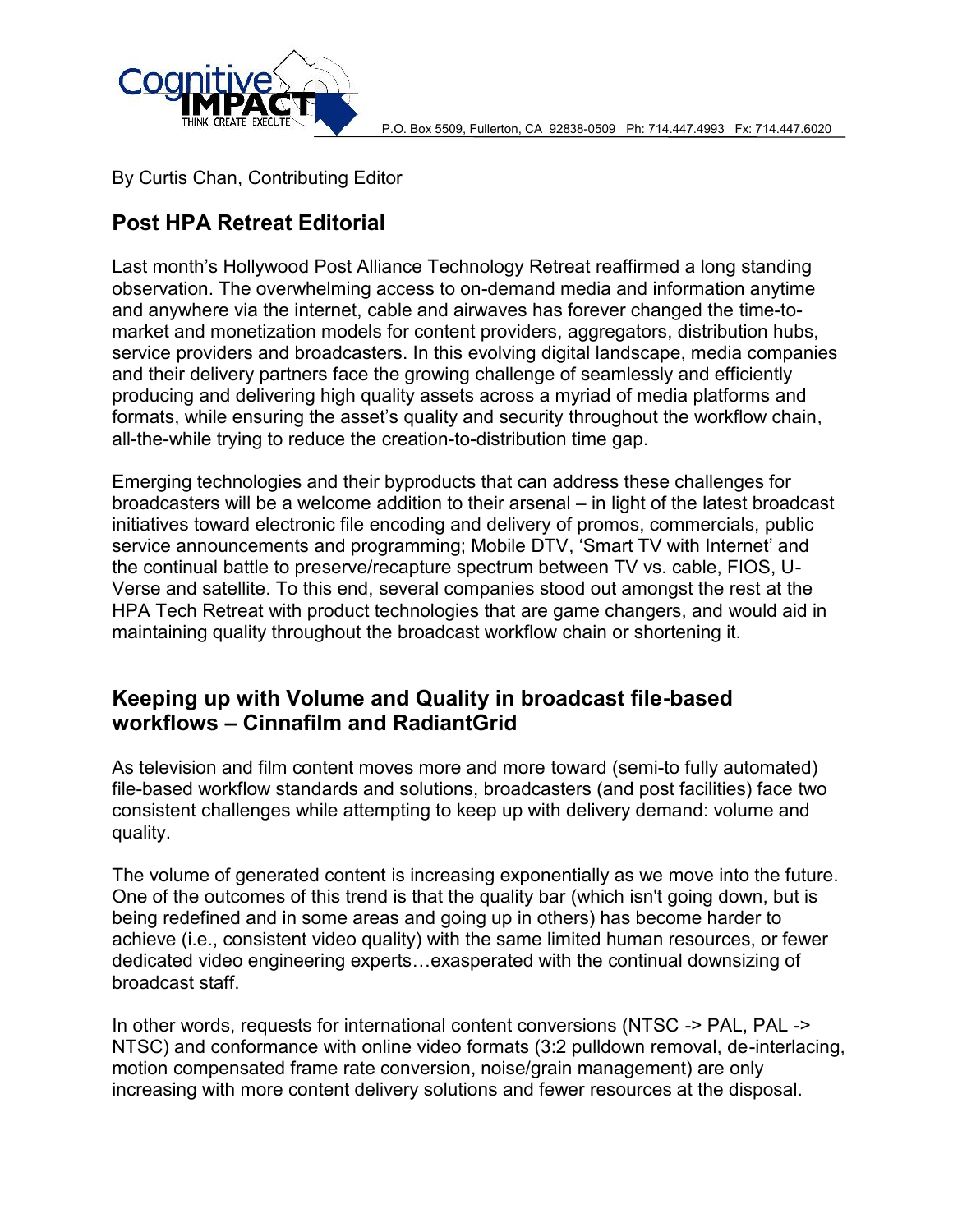P.O. Box 5509, Fullerton, CA 92838-0509 Ph: 714.447.4993 Fx: 714.447.6020

By Curtis Chan, Contributing Editor

## Post HPA Retreat Editorial

Last month's Hollywood Post Alliance Technology Retreat reaffirmed a long standing observation. The overwhelming access to on-demand media and information anytime and anywhere via the internet, cable and airwaves has forever changed the time-to-market and monetization models for content providers, aggregators, distribution hubs, service providers and broadcasters. In this evolving digital landscape, media companies and their delivery partners face the growing challenge of seamlessly and efficiently producing and delivering high quality assets across a myriad of media platforms and formats, while ensuring the asset's quality and security throughout the workflow chain, all-the-while trying to reduce the creation-to-distribution time gap.

Emerging technologies and their byproducts that can address these challenges for broadcasters will be a welcome addition to their arsenal – in light of the latest broadcast initiatives toward electronic file encoding and delivery of promos, commercials, public service announcements and programming; Mobile DTV, 'Smart TV with Internet' and the continual battle to preserve/recapture spectrum between TV vs. cable, FIOS, U-Verse and satellite. To this end, several companies stood out amongst the rest at the HPA Tech Retreat with product technologies that are game changers, and would aid in maintaining quality throughout the broadcast workflow chain or shortening it.

## Keeping up with Volume and Quality in broadcast file-based workflows – Cinnafilm and RadiantGrid

As television and film content moves more and more toward (semi-to fully automated) file-based workflow standards and solutions, broadcasters (and post facilities) face two consistent challenges while attempting to keep up with delivery demand: volume and quality.

The volume of generated content is increasing exponentially as we move into the future. One of the outcomes of this trend is that the quality bar (which isn't going down, but is being redefined and in some areas and going up in others) has become harder to achieve (i.e., consistent video quality) with the same limited human resources, or fewer dedicated video engineering experts…exasperated with the continual downsizing of broadcast staff.

In other words, requests for international content conversions (NTSC -> PAL, PAL -> NTSC) and conformance with online video formats (3:2 pulldown removal, de-interlacing, motion compensated frame rate conversion, noise/grain management) are only increasing with more content delivery solutions and fewer resources at the disposal.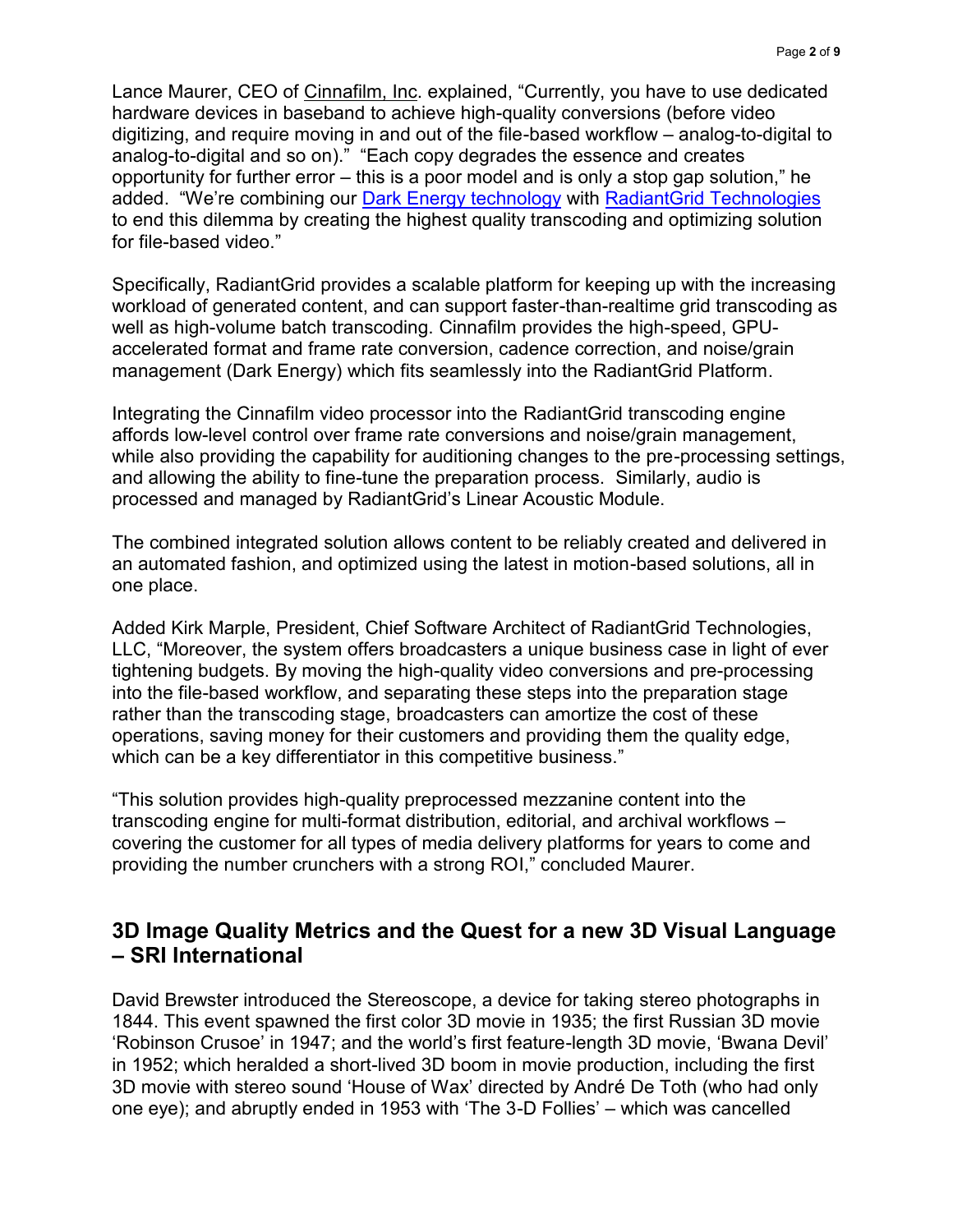Lance Maurer, CEO of Cinnafilm, Inc. explained, "Currently, you have to use dedicated hardware devices in baseband to achieve high-quality conversions (before video digitizing, and require moving in and out of the file-based workflow – analog-to-digital to analog-to-digital and so on)." "Each copy degrades the essence and creates opportunity for further error – this is a poor model and is only a stop gap solution," he added. "We're combining our Dark Energy technology with RadiantGrid Technologies to end this dilemma by creating the highest quality transcoding and optimizing solution for file-based video."

Specifically, RadiantGrid provides a scalable platform for keeping up with the increasing workload of generated content, and can support faster-than-realtime grid transcoding as well as high-volume batch transcoding. Cinnafilm provides the high-speed, GPU-accelerated format and frame rate conversion, cadence correction, and noise/grain management (Dark Energy) which fits seamlessly into the RadiantGrid Platform.

Integrating the Cinnafilm video processor into the RadiantGrid transcoding engine affords low-level control over frame rate conversions and noise/grain management, while also providing the capability for auditioning changes to the pre-processing settings, and allowing the ability to fine-tune the preparation process. Similarly, audio is processed and managed by RadiantGrid's Linear Acoustic Module.

The combined integrated solution allows content to be reliably created and delivered in an automated fashion, and optimized using the latest in motion-based solutions, all in one place.

Added Kirk Marple, President, Chief Software Architect of RadiantGrid Technologies, LLC, "Moreover, the system offers broadcasters a unique business case in light of ever tightening budgets. By moving the high-quality video conversions and pre-processing into the file-based workflow, and separating these steps into the preparation stage rather than the transcoding stage, broadcasters can amortize the cost of these operations, saving money for their customers and providing them the quality edge, which can be a key differentiator in this competitive business."

"This solution provides high-quality preprocessed mezzanine content into the transcoding engine for multi-format distribution, editorial, and archival workflows – covering the customer for all types of media delivery platforms for years to come and providing the number crunchers with a strong ROI," concluded Maurer.

## 3D Image Quality Metrics and the Quest for a new 3D Visual Language – SRI International

David Brewster introduced the Stereoscope, a device for taking stereo photographs in 1844. This event spawned the first color 3D movie in 1935; the first Russian 3D movie 'Robinson Crusoe' in 1947; and the world's first feature-length 3D movie, 'Bwana Devil' in 1952; which heralded a short-lived 3D boom in movie production, including the first 3D movie with stereo sound 'House of Wax' directed by André De Toth (who had only one eye); and abruptly ended in 1953 with 'The 3-D Follies' – which was cancelled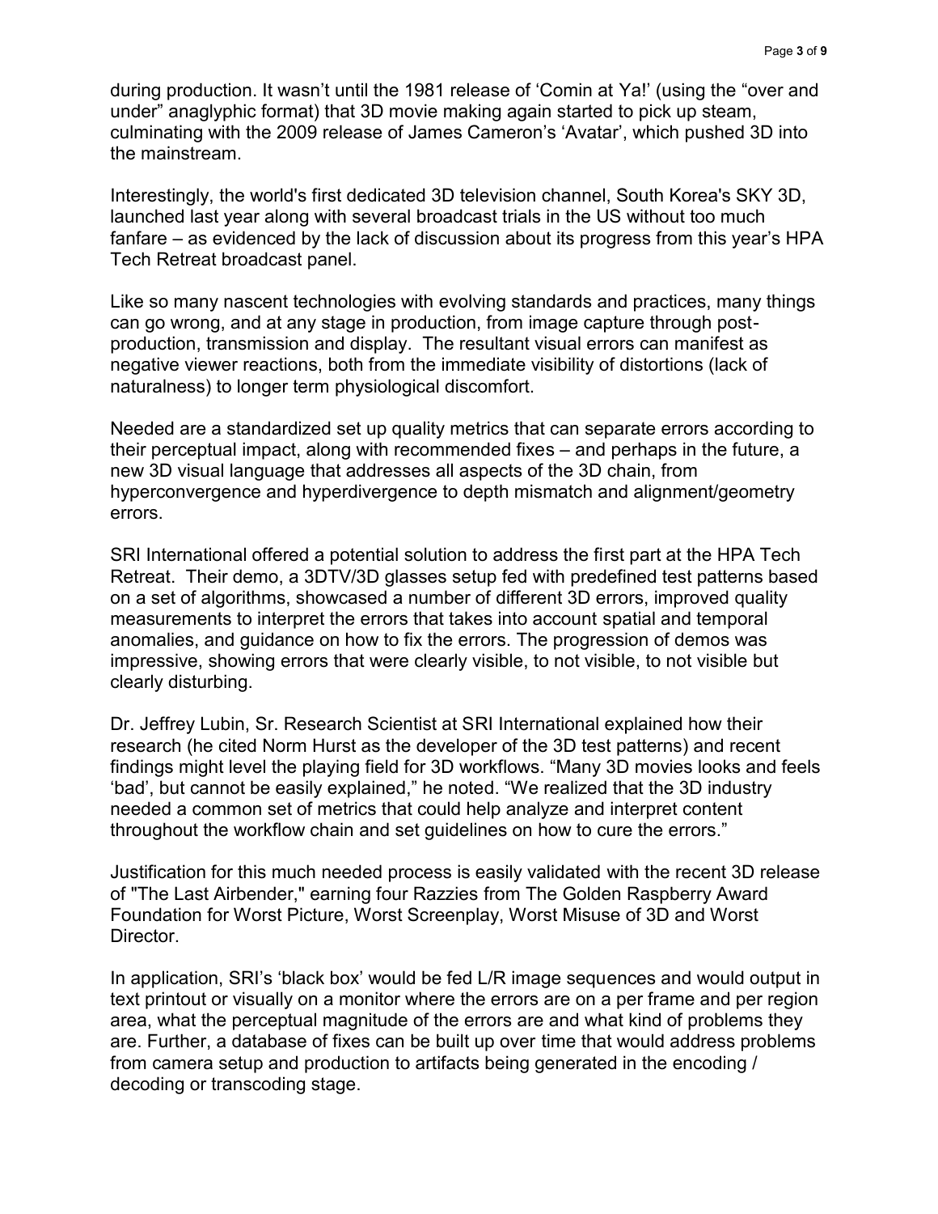during production. It wasn't until the 1981 release of 'Comin at Ya!' (using the "over and under" anaglyphic format) that 3D movie making again started to pick up steam, culminating with the 2009 release of James Cameron's 'Avatar', which pushed 3D into the mainstream.

Interestingly, the world's first dedicated 3D television channel, South Korea's SKY 3D, launched last year along with several broadcast trials in the US without too much fanfare – as evidenced by the lack of discussion about its progress from this year's HPA Tech Retreat broadcast panel.

Like so many nascent technologies with evolving standards and practices, many things can go wrong, and at any stage in production, from image capture through post-production, transmission and display. The resultant visual errors can manifest as negative viewer reactions, both from the immediate visibility of distortions (lack of naturalness) to longer term physiological discomfort.

Needed are a standardized set up quality metrics that can separate errors according to their perceptual impact, along with recommended fixes – and perhaps in the future, a new 3D visual language that addresses all aspects of the 3D chain, from hyperconvergence and hyperdivergence to depth mismatch and alignment/geometry errors.

SRI International offered a potential solution to address the first part at the HPA Tech Retreat. Their demo, a 3DTV/3D glasses setup fed with predefined test patterns based on a set of algorithms, showcased a number of different 3D errors, improved quality measurements to interpret the errors that takes into account spatial and temporal anomalies, and guidance on how to fix the errors. The progression of demos was impressive, showing errors that were clearly visible, to not visible, to not visible but clearly disturbing.

Dr. Jeffrey Lubin, Sr. Research Scientist at SRI International explained how their research (he cited Norm Hurst as the developer of the 3D test patterns) and recent findings might level the playing field for 3D workflows. "Many 3D movies looks and feels 'bad', but cannot be easily explained," he noted. "We realized that the 3D industry needed a common set of metrics that could help analyze and interpret content throughout the workflow chain and set guidelines on how to cure the errors."

Justification for this much needed process is easily validated with the recent 3D release of "The Last Airbender," earning four Razzies from The Golden Raspberry Award Foundation for Worst Picture, Worst Screenplay, Worst Misuse of 3D and Worst Director.

In application, SRI's 'black box' would be fed L/R image sequences and would output in text printout or visually on a monitor where the errors are on a per frame and per region area, what the perceptual magnitude of the errors are and what kind of problems they are. Further, a database of fixes can be built up over time that would address problems from camera setup and production to artifacts being generated in the encoding / decoding or transcoding stage.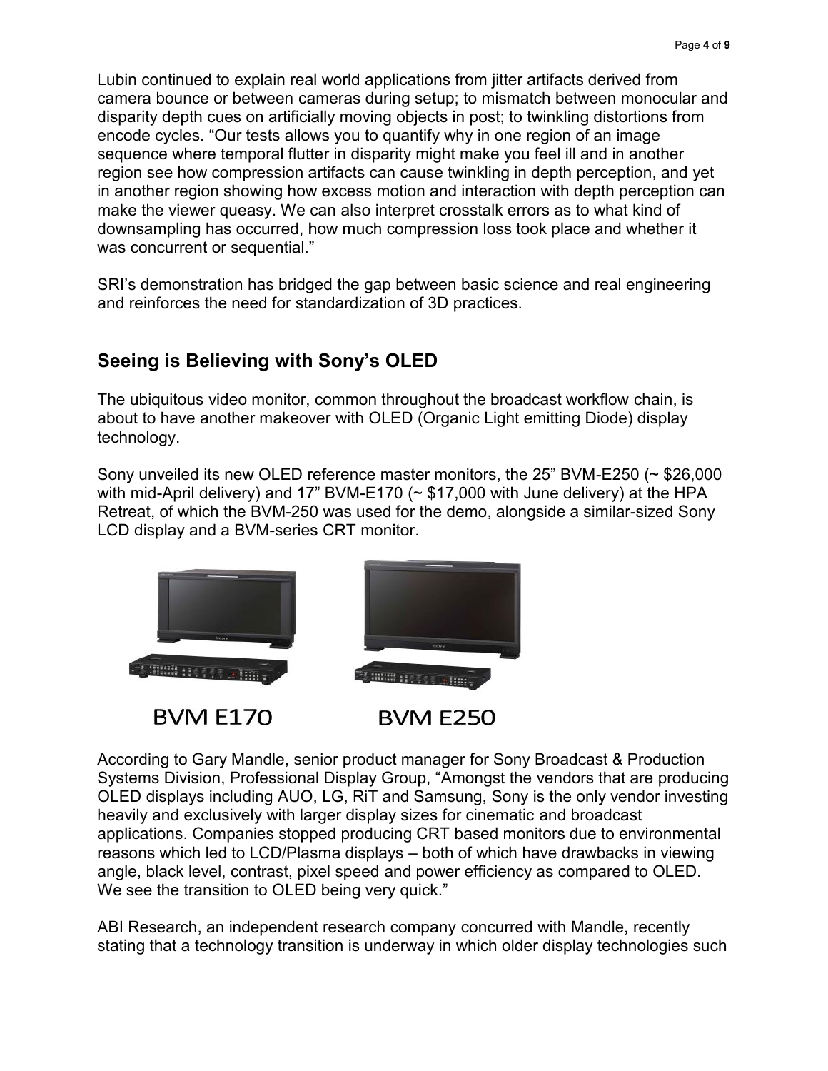Lubin continued to explain real world applications from jitter artifacts derived from camera bounce or between cameras during setup; to mismatch between monocular and disparity depth cues on artificially moving objects in post; to twinkling distortions from encode cycles. “Our tests allows you to quantify why in one region of an image sequence where temporal flutter in disparity might make you feel ill and in another region see how compression artifacts can cause twinkling in depth perception, and yet in another region showing how excess motion and interaction with depth perception can make the viewer queasy. We can also interpret crosstalk errors as to what kind of downsampling has occurred, how much compression loss took place and whether it was concurrent or sequential.”

SRI’s demonstration has bridged the gap between basic science and real engineering and reinforces the need for standardization of 3D practices.

## Seeing is Believing with Sony’s OLED

The ubiquitous video monitor, common throughout the broadcast workflow chain, is about to have another makeover with OLED (Organic Light emitting Diode) display technology.

Sony unveiled its new OLED reference master monitors, the 25” BVM-E250 (~ $26,000 with mid-April delivery) and 17” BVM-E170 (~ $17,000 with June delivery) at the HPA Retreat, of which the BVM-250 was used for the demo, alongside a similar-sized Sony LCD display and a BVM-series CRT monitor.

BVM E170 BVM E250

According to Gary Mandle, senior product manager for Sony Broadcast & Production Systems Division, Professional Display Group, “Amongst the vendors that are producing OLED displays including AUO, LG, RiT and Samsung, Sony is the only vendor investing heavily and exclusively with larger display sizes for cinematic and broadcast applications. Companies stopped producing CRT based monitors due to environmental reasons which led to LCD/Plasma displays – both of which have drawbacks in viewing angle, black level, contrast, pixel speed and power efficiency as compared to OLED. We see the transition to OLED being very quick.”

ABI Research, an independent research company concurred with Mandle, recently stating that a technology transition is underway in which older display technologies such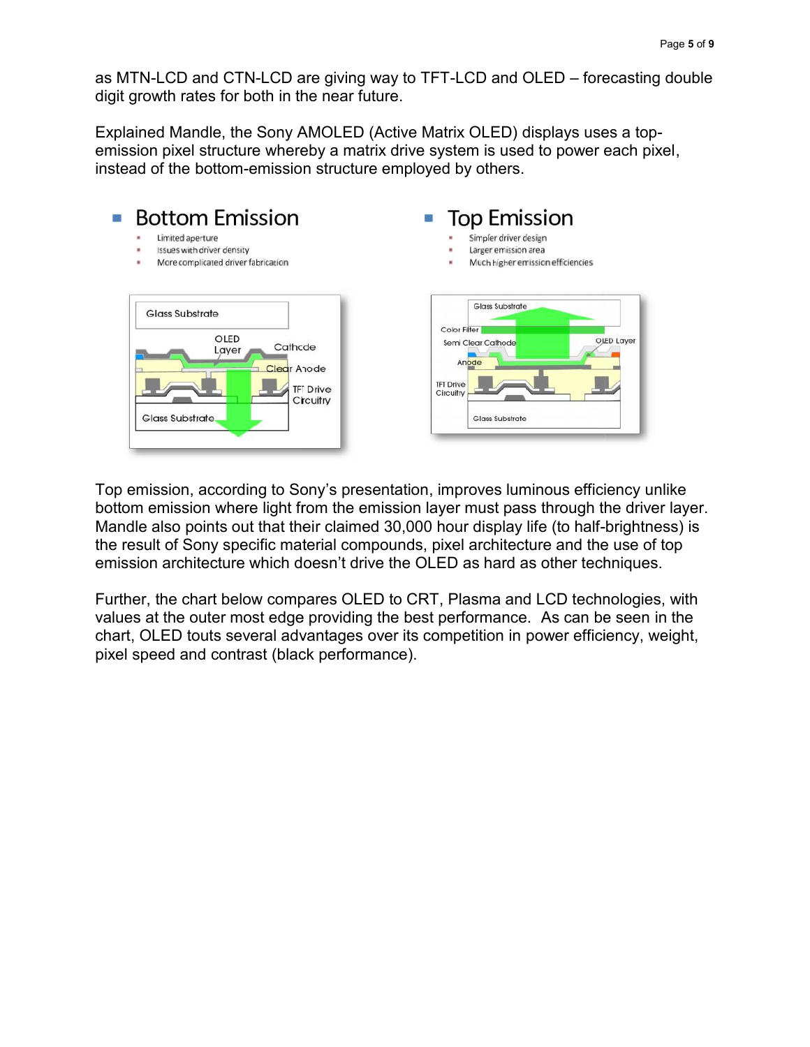as MTN-LCD and CTN-LCD are giving way to TFT-LCD and OLED – forecasting double digit growth rates for both in the near future.

Explained Mandle, the Sony AMOLED (Active Matrix OLED) displays uses a top-emission pixel structure whereby a matrix drive system is used to power each pixel, instead of the bottom-emission structure employed by others.

- **Bottom Emission**
  - Limited aperture
  - Issues with driver density
  - More complicated driver fabrication

- **Top Emission**
  - Simpler driver design
  - Larger emission area
  - Much higher emission efficiencies

Top emission, according to Sony's presentation, improves luminous efficiency unlike bottom emission where light from the emission layer must pass through the driver layer. Mandle also points out that their claimed 30,000 hour display life (to half-brightness) is the result of Sony specific material compounds, pixel architecture and the use of top emission architecture which doesn't drive the OLED as hard as other techniques.

Further, the chart below compares OLED to CRT, Plasma and LCD technologies, with values at the outer most edge providing the best performance. As can be seen in the chart, OLED touts several advantages over its competition in power efficiency, weight, pixel speed and contrast (black performance).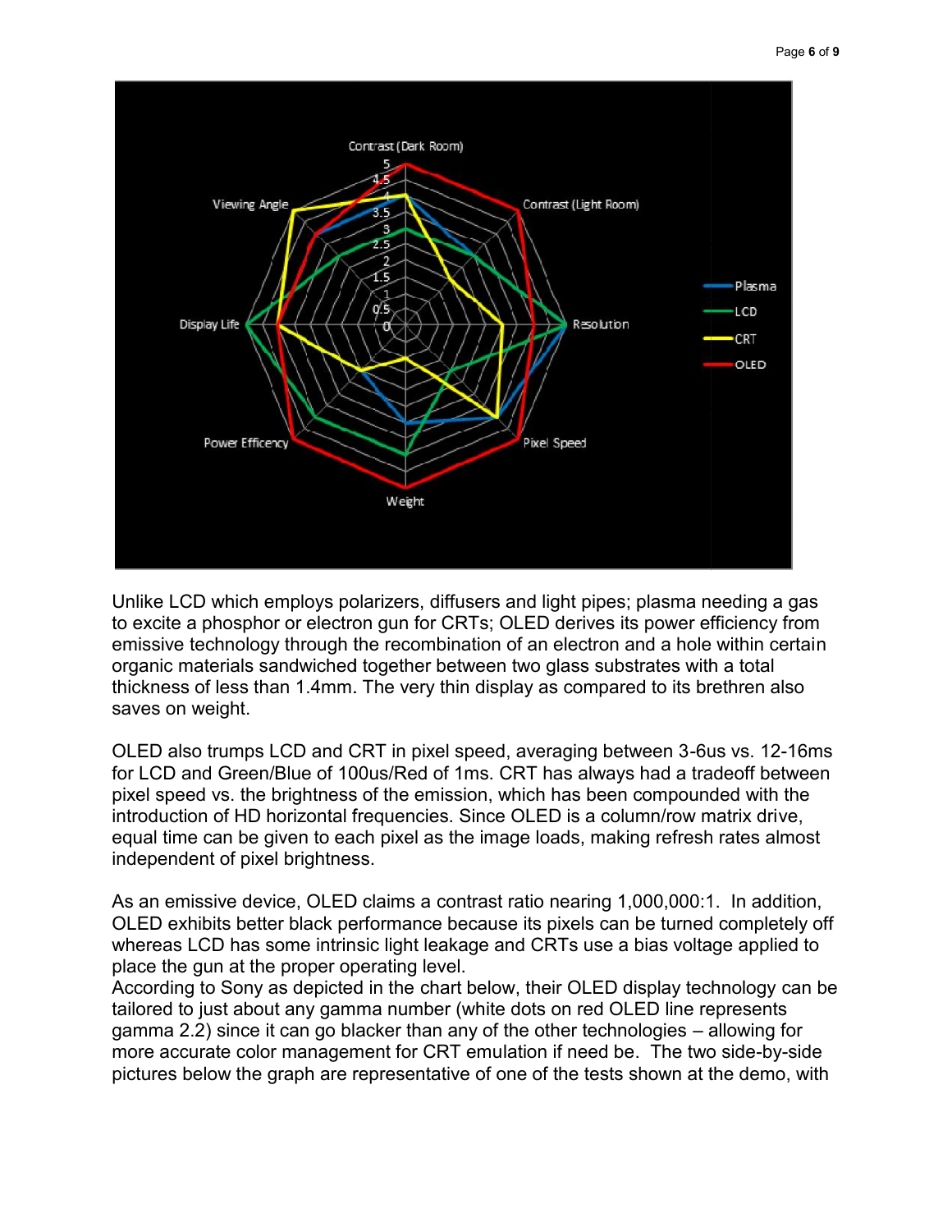Unlike LCD which employs polarizers, diffusers and light pipes; plasma needing a gas to excite a phosphor or electron gun for CRTs; OLED derives its power efficiency from emissive technology through the recombination of an electron and a hole within certain organic materials sandwiched together between two glass substrates with a total thickness of less than 1.4mm. The very thin display as compared to its brethren also saves on weight.

OLED also trumps LCD and CRT in pixel speed, averaging between 3-6us vs. 12-16ms for LCD and Green/Blue of 100us/Red of 1ms. CRT has always had a tradeoff between pixel speed vs. the brightness of the emission, which has been compounded with the introduction of HD horizontal frequencies. Since OLED is a column/row matrix drive, equal time can be given to each pixel as the image loads, making refresh rates almost independent of pixel brightness.

As an emissive device, OLED claims a contrast ratio nearing 1,000,000:1. In addition, OLED exhibits better black performance because its pixels can be turned completely off whereas LCD has some intrinsic light leakage and CRTs use a bias voltage applied to place the gun at the proper operating level.
According to Sony as depicted in the chart below, their OLED display technology can be tailored to just about any gamma number (white dots on red OLED line represents gamma 2.2) since it can go blacker than any of the other technologies – allowing for more accurate color management for CRT emulation if need be. The two side-by-side pictures below the graph are representative of one of the tests shown at the demo, with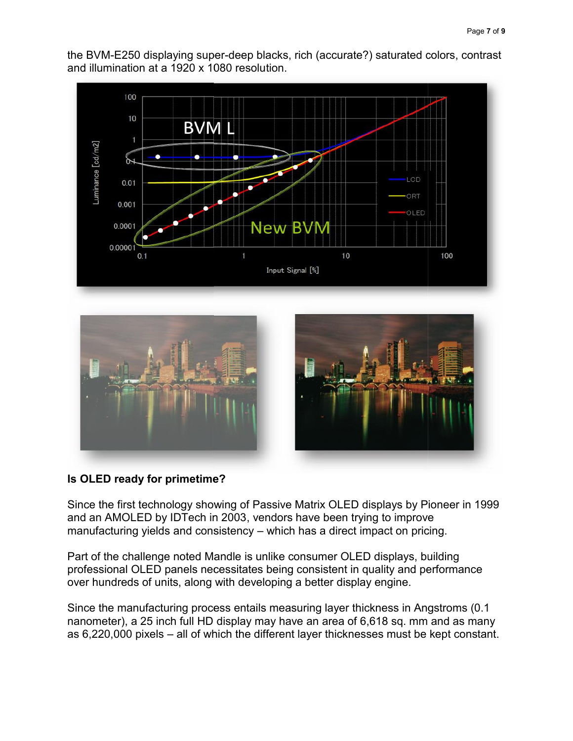the BVM-E250 displaying super-deep blacks, rich (accurate?) saturated colors, contrast and illumination at a 1920 x 1080 resolution.

## Is OLED ready for primetime?

Since the first technology showing of Passive Matrix OLED displays by Pioneer in 1999 and an AMOLED by IDTech in 2003, vendors have been trying to improve manufacturing yields and consistency – which has a direct impact on pricing.

Part of the challenge noted Mandle is unlike consumer OLED displays, building professional OLED panels necessitates being consistent in quality and performance over hundreds of units, along with developing a better display engine.

Since the manufacturing process entails measuring layer thickness in Angstroms (0.1 nanometer), a 25 inch full HD display may have an area of 6,618 sq. mm and as many as 6,220,000 pixels – all of which the different layer thicknesses must be kept constant.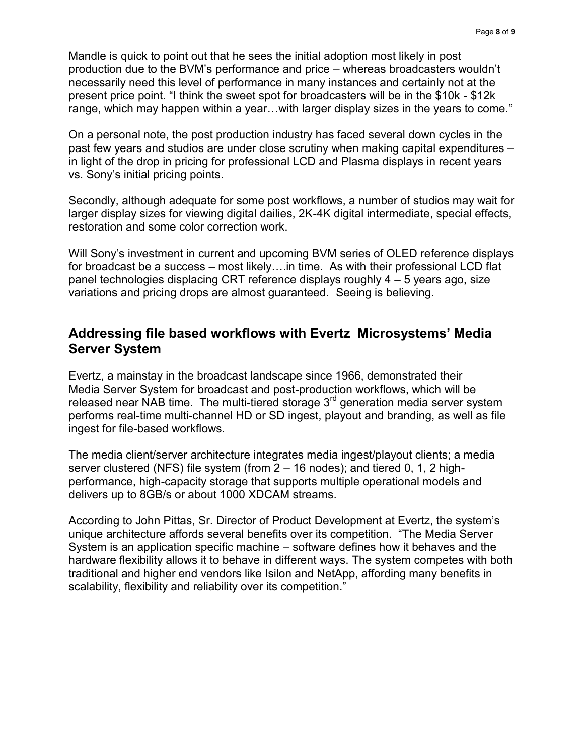Mandle is quick to point out that he sees the initial adoption most likely in post production due to the BVM's performance and price – whereas broadcasters wouldn't necessarily need this level of performance in many instances and certainly not at the present price point. "I think the sweet spot for broadcasters will be in the $10k - $12k range, which may happen within a year…with larger display sizes in the years to come."

On a personal note, the post production industry has faced several down cycles in the past few years and studios are under close scrutiny when making capital expenditures – in light of the drop in pricing for professional LCD and Plasma displays in recent years vs. Sony's initial pricing points.

Secondly, although adequate for some post workflows, a number of studios may wait for larger display sizes for viewing digital dailies, 2K-4K digital intermediate, special effects, restoration and some color correction work.

Will Sony's investment in current and upcoming BVM series of OLED reference displays for broadcast be a success – most likely….in time. As with their professional LCD flat panel technologies displacing CRT reference displays roughly 4 – 5 years ago, size variations and pricing drops are almost guaranteed. Seeing is believing.

## Addressing file based workflows with Evertz Microsystems' Media Server System

Evertz, a mainstay in the broadcast landscape since 1966, demonstrated their Media Server System for broadcast and post-production workflows, which will be released near NAB time. The multi-tiered storage 3rd generation media server system performs real-time multi-channel HD or SD ingest, playout and branding, as well as file ingest for file-based workflows.

The media client/server architecture integrates media ingest/playout clients; a media server clustered (NFS) file system (from 2 – 16 nodes); and tiered 0, 1, 2 high-performance, high-capacity storage that supports multiple operational models and delivers up to 8GB/s or about 1000 XDCAM streams.

According to John Pittas, Sr. Director of Product Development at Evertz, the system's unique architecture affords several benefits over its competition. "The Media Server System is an application specific machine – software defines how it behaves and the hardware flexibility allows it to behave in different ways. The system competes with both traditional and higher end vendors like Isilon and NetApp, affording many benefits in scalability, flexibility and reliability over its competition."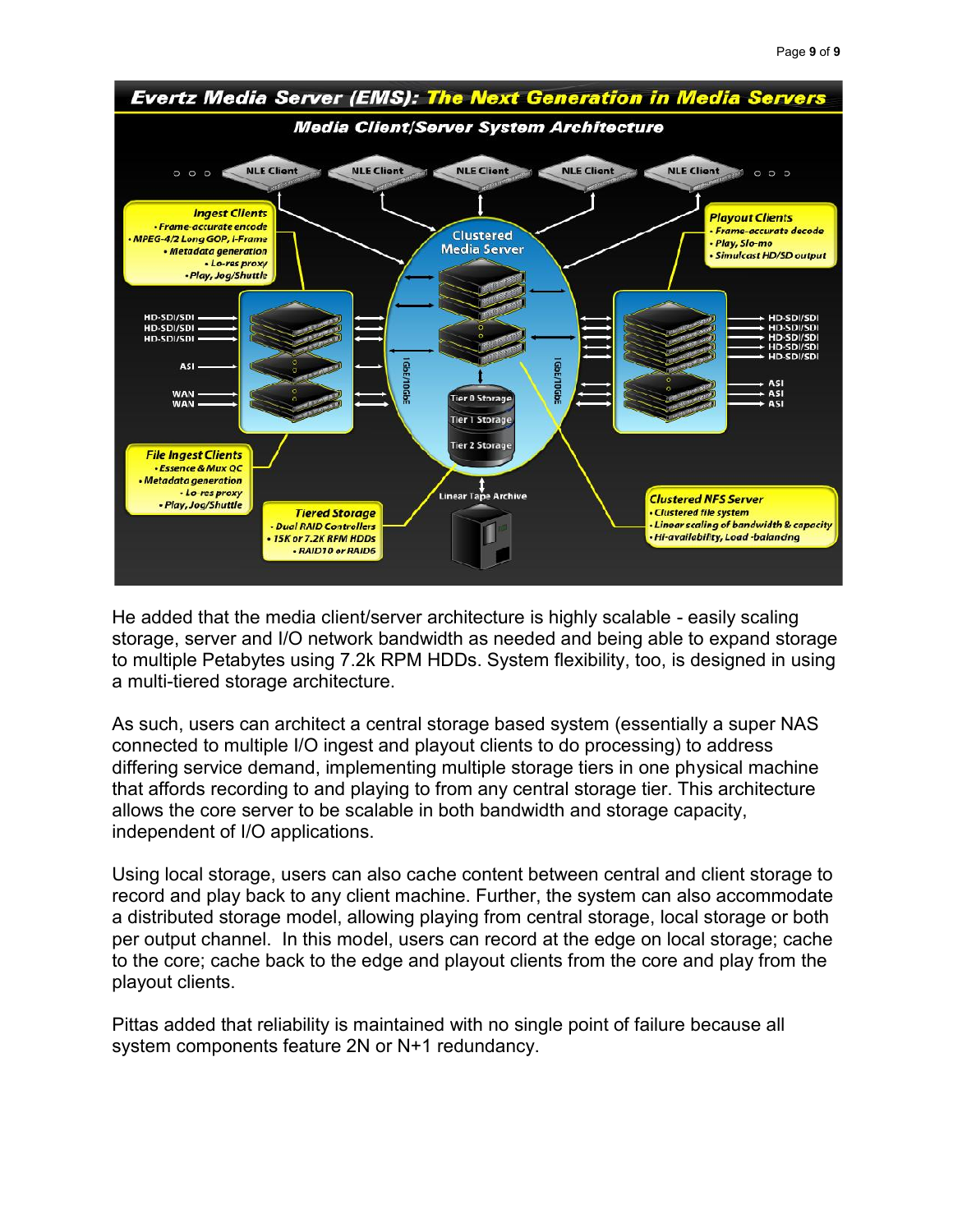Evertz Media Server (EMS): The Next Generation in Media Servers

Media Client/Server System Architecture

NLE Client
NLE Client
NLE Client
NLE Client
NLE Client

Ingest Clients
• Frame-accurate encode
• MPEG-4/2 Long GOP, I-Frame
• Metadata generation
• Lo-res proxy
• Play, Jog/Shuttle

HD-SDI/SDI
HD-SDI/SDI
HD-SDI/SDI
ASI
WAN
WAN

Clustered Media Server

1GbE/10GbE
1GbE/10GbE

Tier 0 Storage
Tier 1 Storage
Tier 2 Storage

Linear Tape Archive

Playout Clients
• Frame-accurate decode
• Play, Slo-mo
• Simulcast HD/SD output

HD-SDI/SDI
HD-SDI/SDI
HD-SDI/SDI
HD-SDI/SDI
HD-SDI/SDI
ASI
ASI
ASI

File Ingest Clients
• Essence & Mux QC
• Metadata generation
• Lo-res proxy
• Play, Jog/Shuttle

Tiered Storage
• Dual RAID Controllers
• 15K or 7.2K RPM HDDs
• RAID10 or RAID6

Clustered NFS Server
• Clustered file system
• Linear scaling of bandwidth & capacity
• Hi-availability, Load-balancing

He added that the media client/server architecture is highly scalable - easily scaling storage, server and I/O network bandwidth as needed and being able to expand storage to multiple Petabytes using 7.2k RPM HDDs. System flexibility, too, is designed in using a multi-tiered storage architecture.

As such, users can architect a central storage based system (essentially a super NAS connected to multiple I/O ingest and playout clients to do processing) to address differing service demand, implementing multiple storage tiers in one physical machine that affords recording to and playing to from any central storage tier. This architecture allows the core server to be scalable in both bandwidth and storage capacity, independent of I/O applications.

Using local storage, users can also cache content between central and client storage to record and play back to any client machine. Further, the system can also accommodate a distributed storage model, allowing playing from central storage, local storage or both per output channel. In this model, users can record at the edge on local storage; cache to the core; cache back to the edge and playout clients from the core and play from the playout clients.

Pittas added that reliability is maintained with no single point of failure because all system components feature 2N or N+1 redundancy.